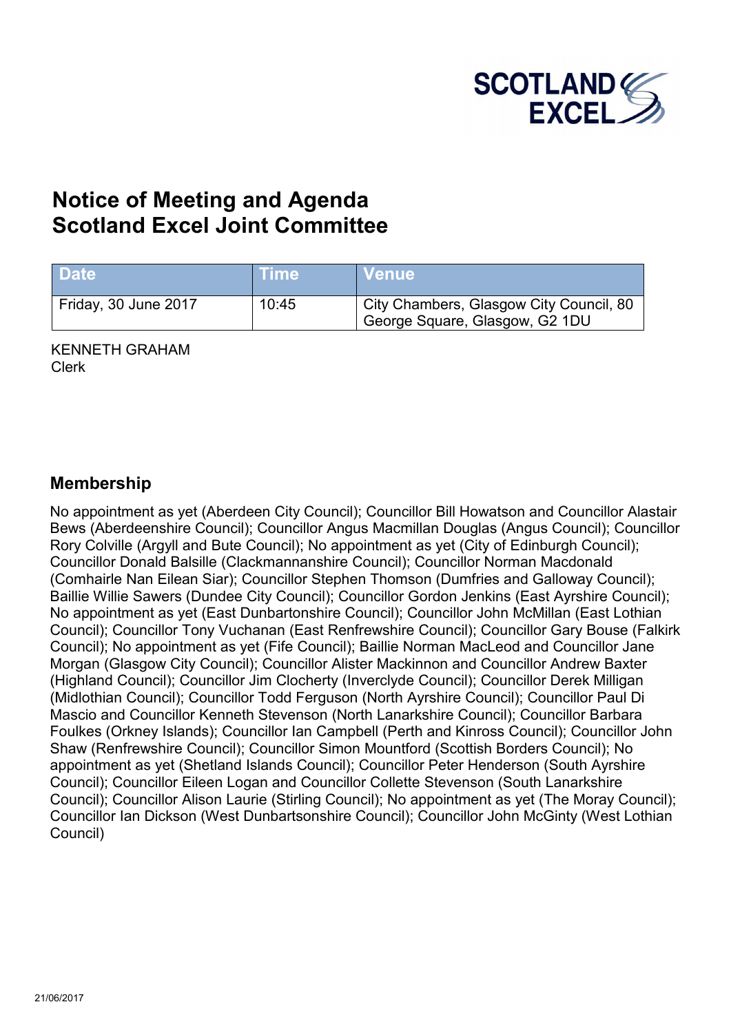SCOTLAND EXCEL

# Notice of Meeting and Agenda
# Scotland Excel Joint Committee

| Date | Time | Venue |
|---|---|---|
| Friday, 30 June 2017 | 10:45 | City Chambers, Glasgow City Council, 80 George Square, Glasgow, G2 1DU |

KENNETH GRAHAM
Clerk

## Membership

No appointment as yet (Aberdeen City Council); Councillor Bill Howatson and Councillor Alastair Bews (Aberdeenshire Council); Councillor Angus Macmillan Douglas (Angus Council); Councillor Rory Colville (Argyll and Bute Council); No appointment as yet (City of Edinburgh Council); Councillor Donald Balsille (Clackmannanshire Council); Councillor Norman Macdonald (Comhairle Nan Eilean Siar); Councillor Stephen Thomson (Dumfries and Galloway Council); Baillie Willie Sawers (Dundee City Council); Councillor Gordon Jenkins (East Ayrshire Council); No appointment as yet (East Dunbartonshire Council); Councillor John McMillan (East Lothian Council); Councillor Tony Vuchanan (East Renfrewshire Council); Councillor Gary Bouse (Falkirk Council); No appointment as yet (Fife Council); Baillie Norman MacLeod and Councillor Jane Morgan (Glasgow City Council); Councillor Alister Mackinnon and Councillor Andrew Baxter (Highland Council); Councillor Jim Clocherty (Inverclyde Council); Councillor Derek Milligan (Midlothian Council); Councillor Todd Ferguson (North Ayrshire Council); Councillor Paul Di Mascio and Councillor Kenneth Stevenson (North Lanarkshire Council); Councillor Barbara Foulkes (Orkney Islands); Councillor Ian Campbell (Perth and Kinross Council); Councillor John Shaw (Renfrewshire Council); Councillor Simon Mountford (Scottish Borders Council); No appointment as yet (Shetland Islands Council); Councillor Peter Henderson (South Ayrshire Council); Councillor Eileen Logan and Councillor Collette Stevenson (South Lanarkshire Council); Councillor Alison Laurie (Stirling Council); No appointment as yet (The Moray Council); Councillor Ian Dickson (West Dunbartsonshire Council); Councillor John McGinty (West Lothian Council)

21/06/2017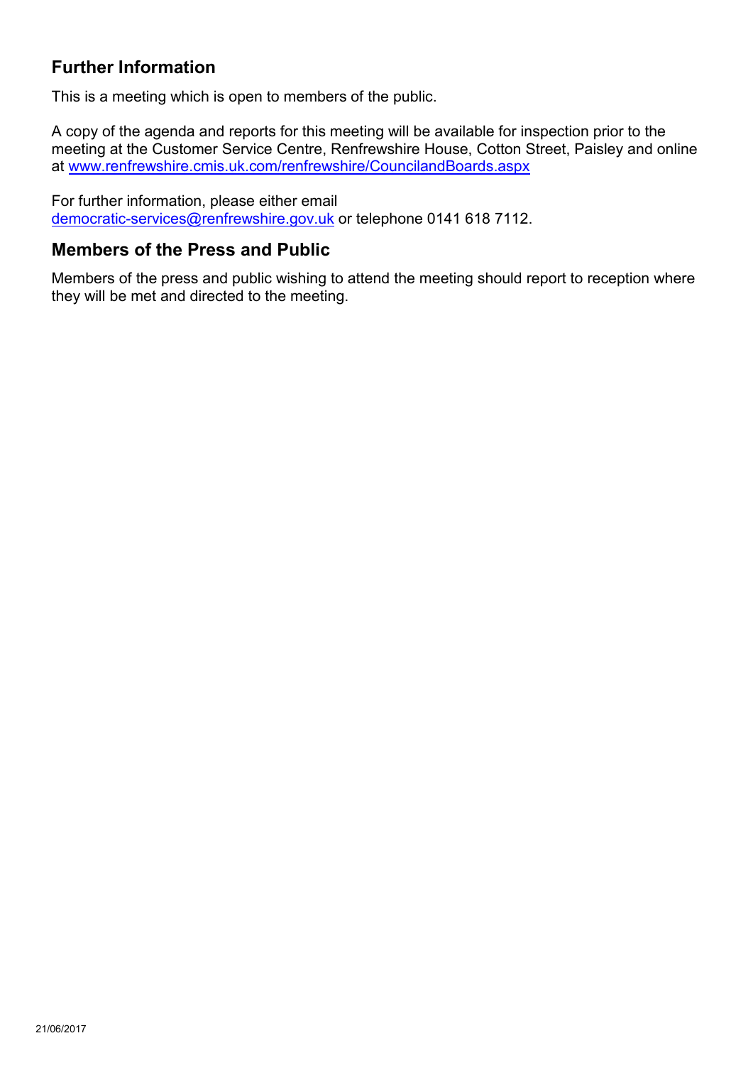## Further Information

This is a meeting which is open to members of the public.

A copy of the agenda and reports for this meeting will be available for inspection prior to the meeting at the Customer Service Centre, Renfrewshire House, Cotton Street, Paisley and online at www.renfrewshire.cmis.uk.com/renfrewshire/CouncilandBoards.aspx

For further information, please either email democratic-services@renfrewshire.gov.uk or telephone 0141 618 7112.

## Members of the Press and Public

Members of the press and public wishing to attend the meeting should report to reception where they will be met and directed to the meeting.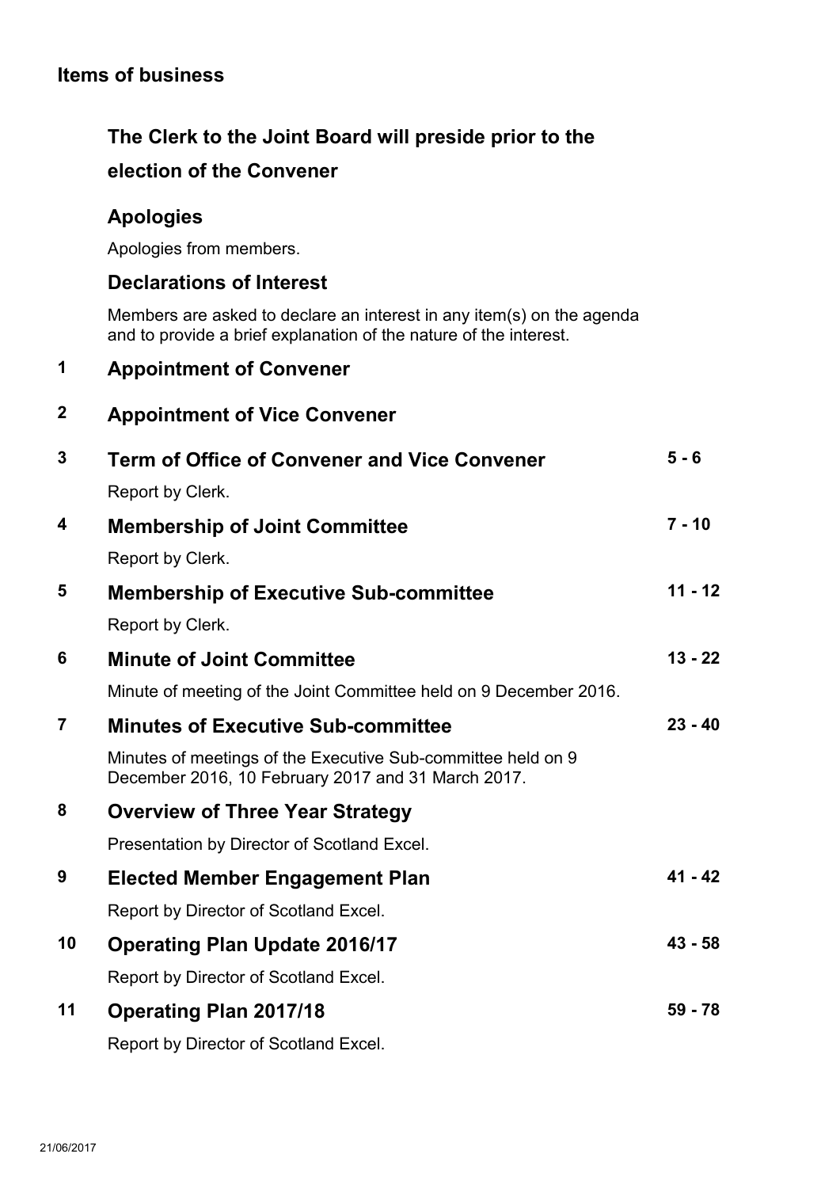## Items of business

### The Clerk to the Joint Board will preside prior to the election of the Convener

### Apologies

Apologies from members.

### Declarations of Interest

Members are asked to declare an interest in any item(s) on the agenda and to provide a brief explanation of the nature of the interest.

| | | |
|---|---|---|
| **1** | **Appointment of Convener** | |
| **2** | **Appointment of Vice Convener** | |
| **3** | **Term of Office of Convener and Vice Convener**<br>Report by Clerk. | **5 - 6** |
| **4** | **Membership of Joint Committee**<br>Report by Clerk. | **7 - 10** |
| **5** | **Membership of Executive Sub-committee**<br>Report by Clerk. | **11 - 12** |
| **6** | **Minute of Joint Committee**<br>Minute of meeting of the Joint Committee held on 9 December 2016. | **13 - 22** |
| **7** | **Minutes of Executive Sub-committee**<br>Minutes of meetings of the Executive Sub-committee held on 9 December 2016, 10 February 2017 and 31 March 2017. | **23 - 40** |
| **8** | **Overview of Three Year Strategy**<br>Presentation by Director of Scotland Excel. | |
| **9** | **Elected Member Engagement Plan**<br>Report by Director of Scotland Excel. | **41 - 42** |
| **10** | **Operating Plan Update 2016/17**<br>Report by Director of Scotland Excel. | **43 - 58** |
| **11** | **Operating Plan 2017/18**<br>Report by Director of Scotland Excel. | **59 - 78** |

21/06/2017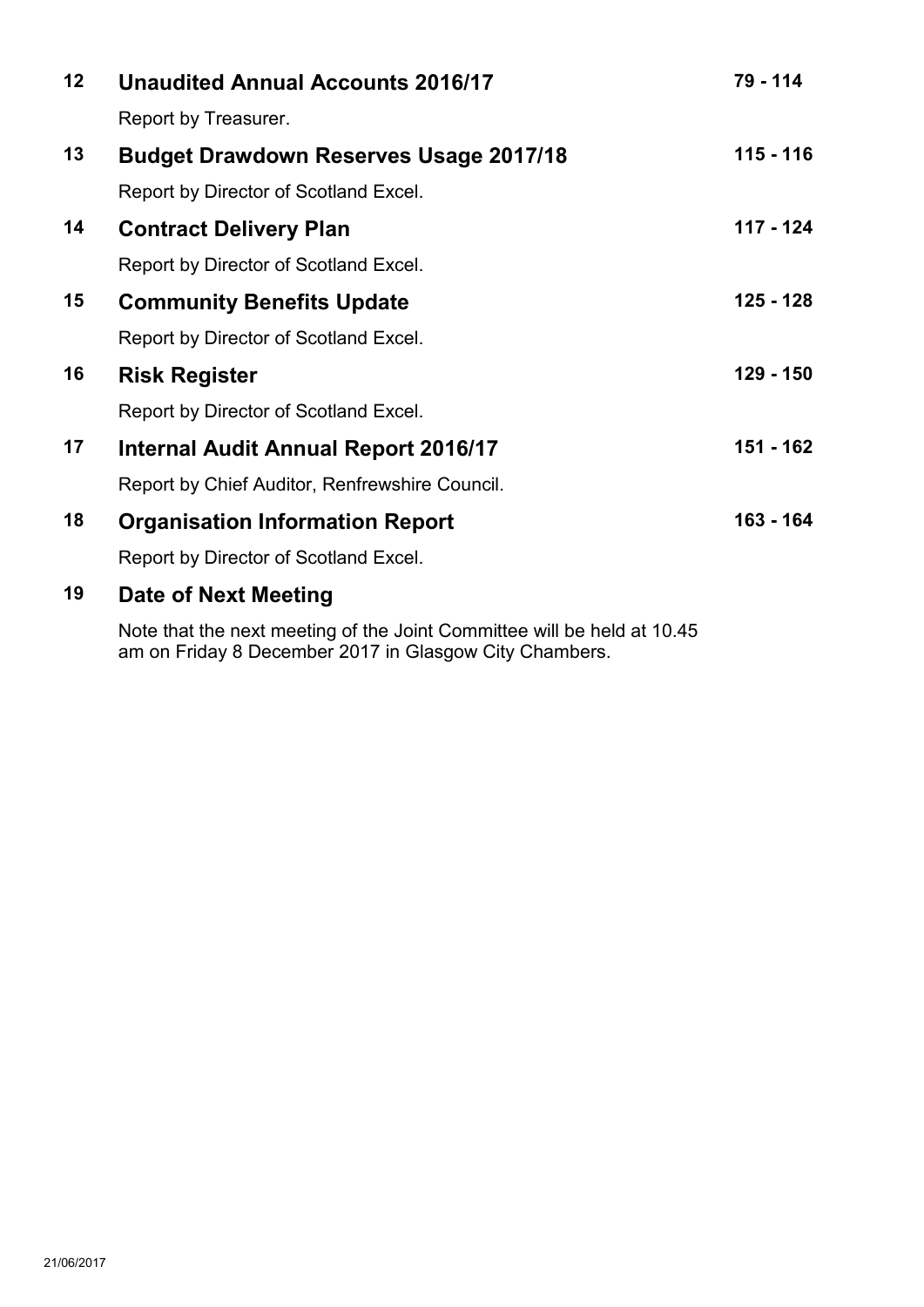**12 Unaudited Annual Accounts 2016/17** 79 - 114

Report by Treasurer.

**13 Budget Drawdown Reserves Usage 2017/18** 115 - 116

Report by Director of Scotland Excel.

**14 Contract Delivery Plan** 117 - 124

Report by Director of Scotland Excel.

**15 Community Benefits Update** 125 - 128

Report by Director of Scotland Excel.

**16 Risk Register** 129 - 150

Report by Director of Scotland Excel.

**17 Internal Audit Annual Report 2016/17** 151 - 162

Report by Chief Auditor, Renfrewshire Council.

**18 Organisation Information Report** 163 - 164

Report by Director of Scotland Excel.

**19 Date of Next Meeting**

Note that the next meeting of the Joint Committee will be held at 10.45 am on Friday 8 December 2017 in Glasgow City Chambers.